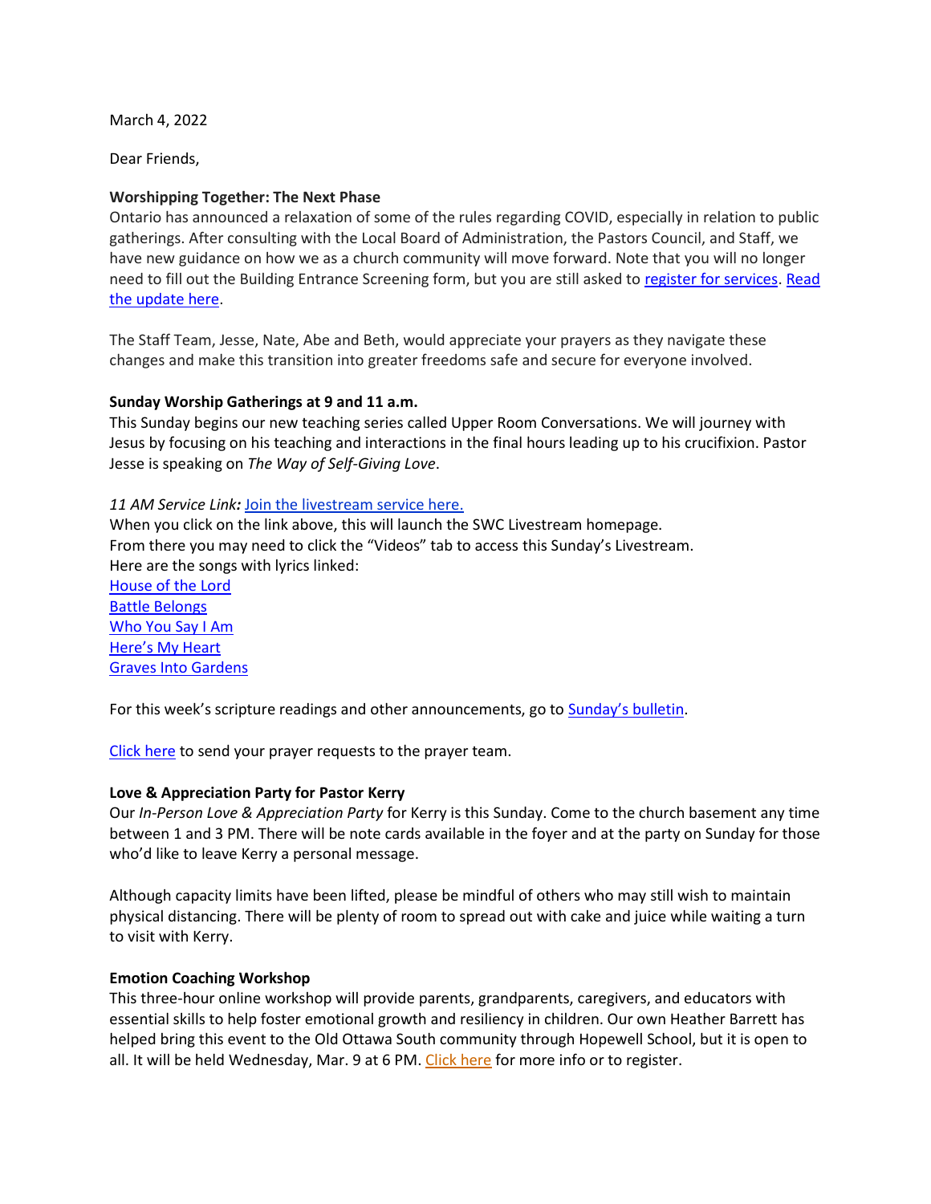March 4, 2022

Dear Friends,

**Worshipping Together: The Next Phase**

Ontario has announced a relaxation of some of the rules regarding COVID, especially in relation to public gatherings. After consulting with the Local Board of Administration, the Pastors Council, and Staff, we have new guidance on how we as a church community will move forward. Note that you will no longer need to fill out the Building Entrance Screening form, but you are still asked to register for services. Read the update here.

The Staff Team, Jesse, Nate, Abe and Beth, would appreciate your prayers as they navigate these changes and make this transition into greater freedoms safe and secure for everyone involved.

**Sunday Worship Gatherings at 9 and 11 a.m.**

This Sunday begins our new teaching series called Upper Room Conversations. We will journey with Jesus by focusing on his teaching and interactions in the final hours leading up to his crucifixion. Pastor Jesse is speaking on *The Way of Self-Giving Love*.

*11 AM Service Link:* Join the livestream service here.

When you click on the link above, this will launch the SWC Livestream homepage.
From there you may need to click the "Videos" tab to access this Sunday's Livestream.
Here are the songs with lyrics linked:

House of the Lord
Battle Belongs
Who You Say I Am
Here's My Heart
Graves Into Gardens

For this week's scripture readings and other announcements, go to Sunday's bulletin.

Click here to send your prayer requests to the prayer team.

**Love & Appreciation Party for Pastor Kerry**

Our *In-Person Love & Appreciation Party* for Kerry is this Sunday. Come to the church basement any time between 1 and 3 PM. There will be note cards available in the foyer and at the party on Sunday for those who'd like to leave Kerry a personal message.

Although capacity limits have been lifted, please be mindful of others who may still wish to maintain physical distancing. There will be plenty of room to spread out with cake and juice while waiting a turn to visit with Kerry.

**Emotion Coaching Workshop**

This three-hour online workshop will provide parents, grandparents, caregivers, and educators with essential skills to help foster emotional growth and resiliency in children. Our own Heather Barrett has helped bring this event to the Old Ottawa South community through Hopewell School, but it is open to all. It will be held Wednesday, Mar. 9 at 6 PM. Click here for more info or to register.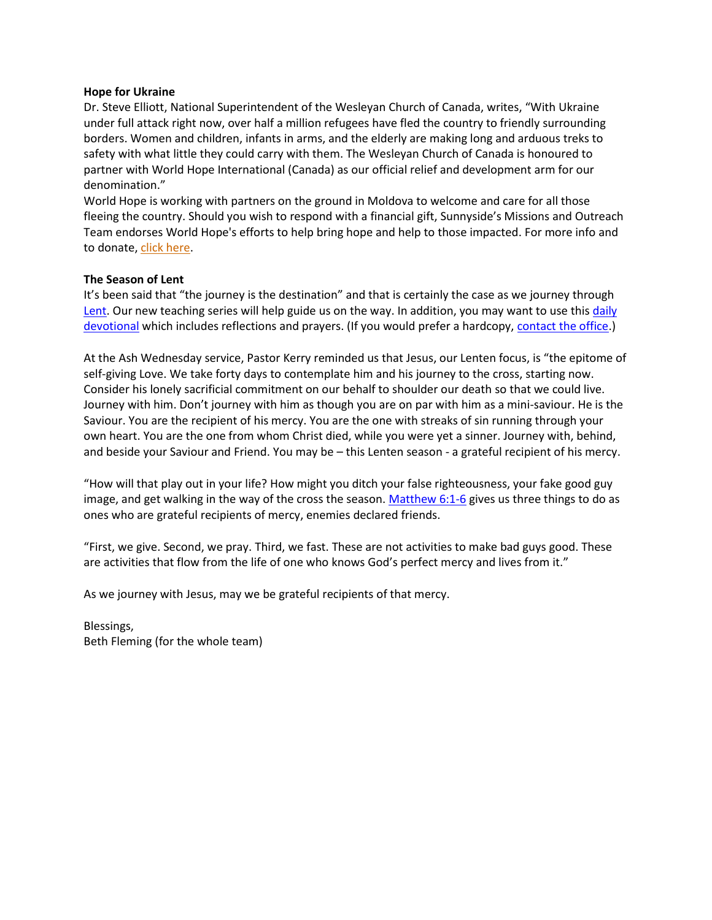**Hope for Ukraine**

Dr. Steve Elliott, National Superintendent of the Wesleyan Church of Canada, writes, "With Ukraine under full attack right now, over half a million refugees have fled the country to friendly surrounding borders. Women and children, infants in arms, and the elderly are making long and arduous treks to safety with what little they could carry with them. The Wesleyan Church of Canada is honoured to partner with World Hope International (Canada) as our official relief and development arm for our denomination."

World Hope is working with partners on the ground in Moldova to welcome and care for all those fleeing the country. Should you wish to respond with a financial gift, Sunnyside's Missions and Outreach Team endorses World Hope's efforts to help bring hope and help to those impacted. For more info and to donate, click here.

**The Season of Lent**

It's been said that "the journey is the destination" and that is certainly the case as we journey through Lent. Our new teaching series will help guide us on the way. In addition, you may want to use this daily devotional which includes reflections and prayers. (If you would prefer a hardcopy, contact the office.)

At the Ash Wednesday service, Pastor Kerry reminded us that Jesus, our Lenten focus, is "the epitome of self-giving Love. We take forty days to contemplate him and his journey to the cross, starting now. Consider his lonely sacrificial commitment on our behalf to shoulder our death so that we could live. Journey with him. Don't journey with him as though you are on par with him as a mini-saviour. He is the Saviour. You are the recipient of his mercy. You are the one with streaks of sin running through your own heart. You are the one from whom Christ died, while you were yet a sinner. Journey with, behind, and beside your Saviour and Friend. You may be – this Lenten season - a grateful recipient of his mercy.

"How will that play out in your life? How might you ditch your false righteousness, your fake good guy image, and get walking in the way of the cross the season. Matthew 6:1-6 gives us three things to do as ones who are grateful recipients of mercy, enemies declared friends.

"First, we give. Second, we pray. Third, we fast. These are not activities to make bad guys good. These are activities that flow from the life of one who knows God's perfect mercy and lives from it."

As we journey with Jesus, may we be grateful recipients of that mercy.

Blessings,
Beth Fleming (for the whole team)